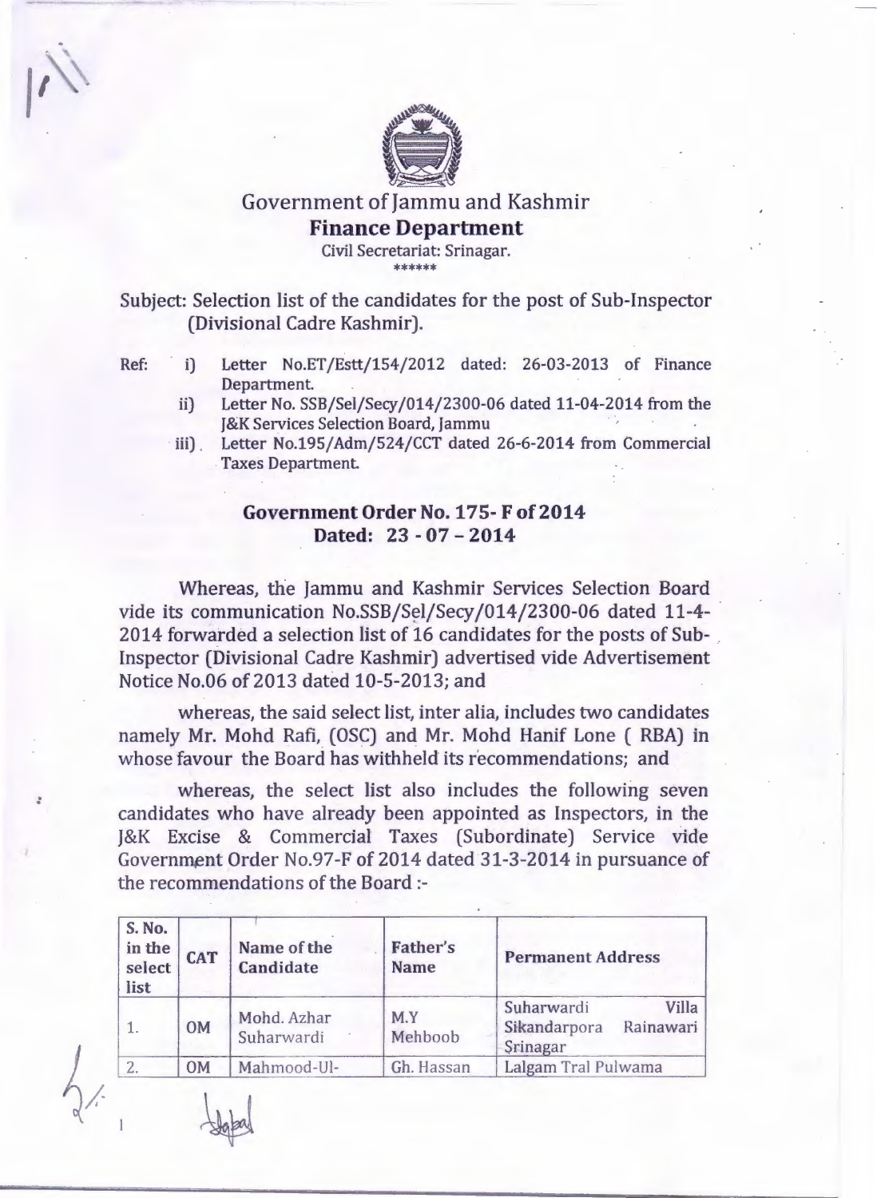# Government of Jammu and Kashmir

## Finance Department

Civil Secretariat: Srinagar.

******

Subject: Selection list of the candidates for the post of Sub-Inspector (Divisional Cadre Kashmir).

Ref:
- i) Letter No.ET/Estt/154/2012 dated: 26-03-2013 of Finance Department.
- ii) Letter No. SSB/Sel/Secy/014/2300-06 dated 11-04-2014 from the J&K Services Selection Board, Jammu
- iii) Letter No.195/Adm/524/CCT dated 26-6-2014 from Commercial Taxes Department.

### Government Order No. 175- F of 2014
### Dated: 23 - 07 – 2014

Whereas, the Jammu and Kashmir Services Selection Board vide its communication No.SSB/Sel/Secy/014/2300-06 dated 11-4-2014 forwarded a selection list of 16 candidates for the posts of Sub-Inspector (Divisional Cadre Kashmir) advertised vide Advertisement Notice No.06 of 2013 dated 10-5-2013; and

whereas, the said select list, inter alia, includes two candidates namely Mr. Mohd Rafi, (OSC) and Mr. Mohd Hanif Lone ( RBA) in whose favour the Board has withheld its recommendations; and

whereas, the select list also includes the following seven candidates who have already been appointed as Inspectors, in the J&K Excise & Commercial Taxes (Subordinate) Service vide Government Order No.97-F of 2014 dated 31-3-2014 in pursuance of the recommendations of the Board :-

| S. No. in the select list | CAT | Name of the Candidate | Father's Name | Permanent Address |
|---|---|---|---|---|
| 1. | OM | Mohd. Azhar Suharwardi | M.Y Mehboob | Suharwardi Villa Sikandarpora Rainawari Srinagar |
| 2. | OM | Mahmood-Ul- | Gh. Hassan | Lalgam Tral Pulwama |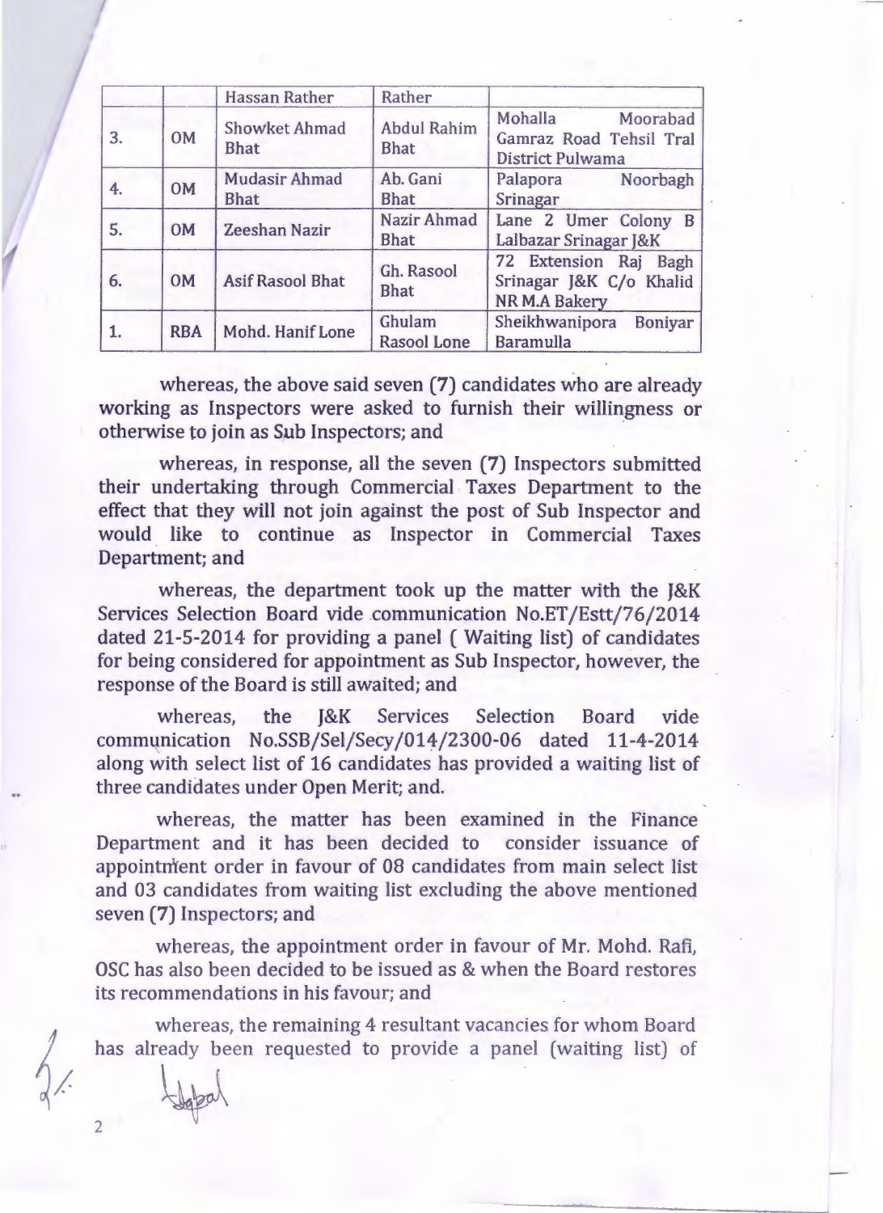| | | Hassan Rather | Rather | |
|---|---|---|---|---|
| 3. | OM | Showket Ahmad Bhat | Abdul Rahim Bhat | Mohalla Moorabad Gamraz Road Tehsil Tral District Pulwama |
| 4. | OM | Mudasir Ahmad Bhat | Ab. Gani Bhat | Palapora Noorbagh Srinagar |
| 5. | OM | Zeeshan Nazir | Nazir Ahmad Bhat | Lane 2 Umer Colony B Lalbazar Srinagar J&K |
| 6. | OM | Asif Rasool Bhat | Gh. Rasool Bhat | 72 Extension Raj Bagh Srinagar J&K C/o Khalid NR M.A Bakery |
| 1. | RBA | Mohd. Hanif Lone | Ghulam Rasool Lone | Sheikhwanipora Boniyar Baramulla |

whereas, the above said seven (7) candidates who are already working as Inspectors were asked to furnish their willingness or otherwise to join as Sub Inspectors; and

whereas, in response, all the seven (7) Inspectors submitted their undertaking through Commercial Taxes Department to the effect that they will not join against the post of Sub Inspector and would like to continue as Inspector in Commercial Taxes Department; and

whereas, the department took up the matter with the J&K Services Selection Board vide communication No.ET/Estt/76/2014 dated 21-5-2014 for providing a panel ( Waiting list) of candidates for being considered for appointment as Sub Inspector, however, the response of the Board is still awaited; and

whereas, the J&K Services Selection Board vide communication No.SSB/Sel/Secy/014/2300-06 dated 11-4-2014 along with select list of 16 candidates has provided a waiting list of three candidates under Open Merit; and.

whereas, the matter has been examined in the Finance Department and it has been decided to consider issuance of appointment order in favour of 08 candidates from main select list and 03 candidates from waiting list excluding the above mentioned seven (7) Inspectors; and

whereas, the appointment order in favour of Mr. Mohd. Rafi, OSC has also been decided to be issued as & when the Board restores its recommendations in his favour; and

whereas, the remaining 4 resultant vacancies for whom Board has already been requested to provide a panel (waiting list) of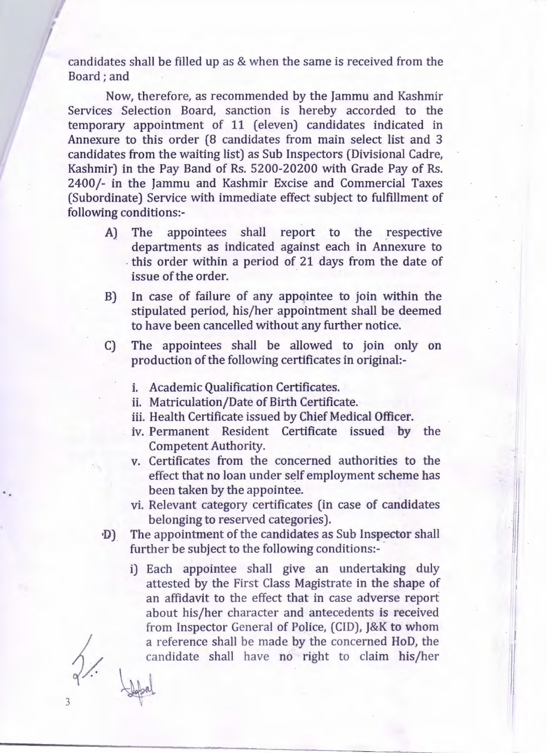candidates shall be filled up as & when the same is received from the Board ; and

Now, therefore, as recommended by the Jammu and Kashmir Services Selection Board, sanction is hereby accorded to the temporary appointment of 11 (eleven) candidates indicated in Annexure to this order (8 candidates from main select list and 3 candidates from the waiting list) as Sub Inspectors (Divisional Cadre, Kashmir) in the Pay Band of Rs. 5200-20200 with Grade Pay of Rs. 2400/- in the Jammu and Kashmir Excise and Commercial Taxes (Subordinate) Service with immediate effect subject to fulfillment of following conditions:-

A) The appointees shall report to the respective departments as indicated against each in Annexure to this order within a period of 21 days from the date of issue of the order.

B) In case of failure of any appointee to join within the stipulated period, his/her appointment shall be deemed to have been cancelled without any further notice.

C) The appointees shall be allowed to join only on production of the following certificates in original:-

   i. Academic Qualification Certificates.
   ii. Matriculation/Date of Birth Certificate.
   iii. Health Certificate issued by Chief Medical Officer.
   iv. Permanent Resident Certificate issued by the Competent Authority.
   v. Certificates from the concerned authorities to the effect that no loan under self employment scheme has been taken by the appointee.
   vi. Relevant category certificates (in case of candidates belonging to reserved categories).

D) The appointment of the candidates as Sub Inspector shall further be subject to the following conditions:-

   i) Each appointee shall give an undertaking duly attested by the First Class Magistrate in the shape of an affidavit to the effect that in case adverse report about his/her character and antecedents is received from Inspector General of Police, (CID), J&K to whom a reference shall be made by the concerned HoD, the candidate shall have no right to claim his/her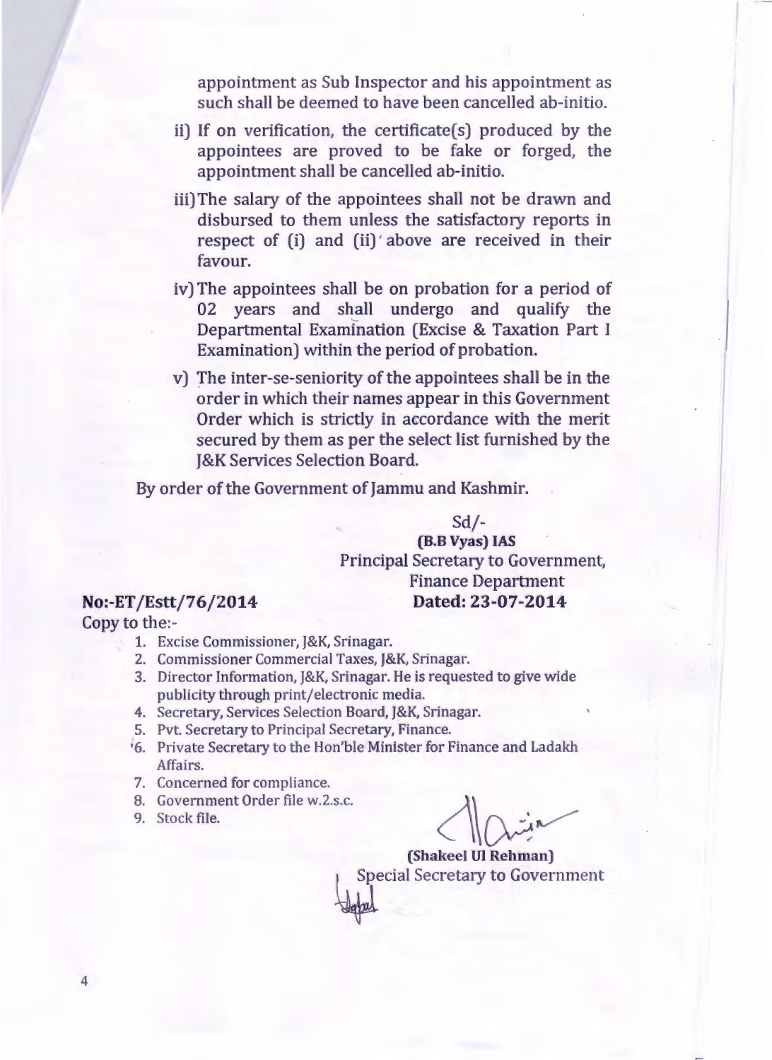appointment as Sub Inspector and his appointment as such shall be deemed to have been cancelled ab-initio.

ii) If on verification, the certificate(s) produced by the appointees are proved to be fake or forged, the appointment shall be cancelled ab-initio.

iii) The salary of the appointees shall not be drawn and disbursed to them unless the satisfactory reports in respect of (i) and (ii) above are received in their favour.

iv) The appointees shall be on probation for a period of 02 years and shall undergo and qualify the Departmental Examination (Excise & Taxation Part I Examination) within the period of probation.

v) The inter-se-seniority of the appointees shall be in the order in which their names appear in this Government Order which is strictly in accordance with the merit secured by them as per the select list furnished by the J&K Services Selection Board.

By order of the Government of Jammu and Kashmir.

Sd/-
**(B.B Vyas) IAS**
Principal Secretary to Government,
Finance Department

**No:-ET/Estt/76/2014** **Dated: 23-07-2014**

Copy to the:-

1. Excise Commissioner, J&K, Srinagar.
2. Commissioner Commercial Taxes, J&K, Srinagar.
3. Director Information, J&K, Srinagar. He is requested to give wide publicity through print/electronic media.
4. Secretary, Services Selection Board, J&K, Srinagar.
5. Pvt. Secretary to Principal Secretary, Finance.
6. Private Secretary to the Hon'ble Minister for Finance and Ladakh Affairs.
7. Concerned for compliance.
8. Government Order file w.2.s.c.
9. Stock file.

**(Shakeel Ul Rehman)**
Special Secretary to Government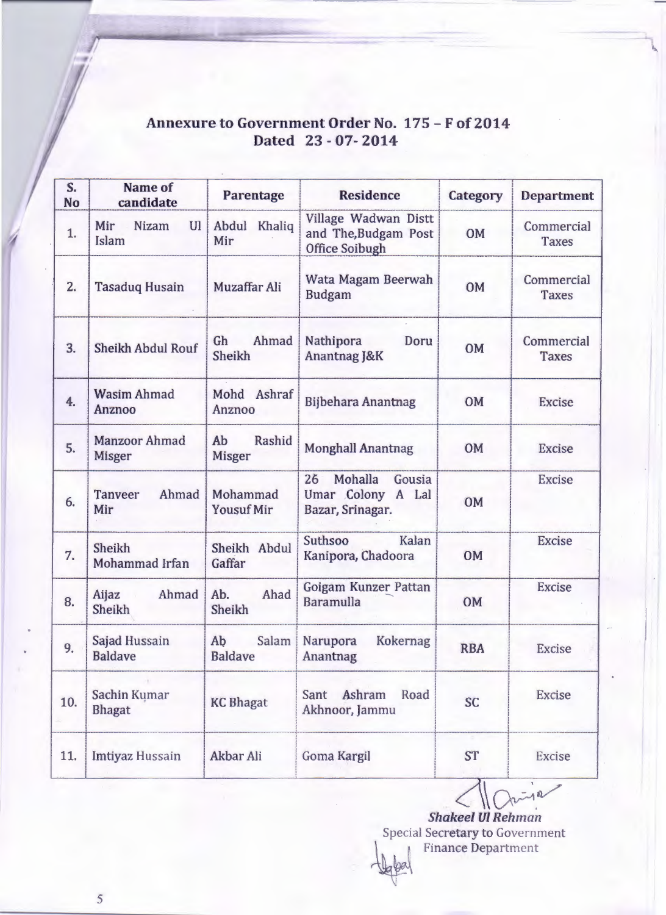## Annexure to Government Order No. 175 – F of 2014 Dated 23 - 07- 2014

| S. No | Name of candidate | Parentage | Residence | Category | Department |
|---|---|---|---|---|---|
| 1. | Mir Nizam Ul Islam | Abdul Khaliq Mir | Village Wadwan Distt and The,Budgam Post Office Soibugh | OM | Commercial Taxes |
| 2. | Tasaduq Husain | Muzaffar Ali | Wata Magam Beerwah Budgam | OM | Commercial Taxes |
| 3. | Sheikh Abdul Rouf | Gh Ahmad Sheikh | Nathipora Doru Anantnag J&K | OM | Commercial Taxes |
| 4. | Wasim Ahmad Anznoo | Mohd Ashraf Anznoo | Bijbehara Anantnag | OM | Excise |
| 5. | Manzoor Ahmad Misger | Ab Rashid Misger | Monghall Anantnag | OM | Excise |
| 6. | Tanveer Ahmad Mir | Mohammad Yousuf Mir | 26 Mohalla Gousia Umar Colony A Lal Bazar, Srinagar. | OM | Excise |
| 7. | Sheikh Mohammad Irfan | Sheikh Abdul Gaffar | Suthsoo Kalan Kanipora, Chadoora | OM | Excise |
| 8. | Aijaz Ahmad Sheikh | Ab. Ahad Sheikh | Goigam Kunzer Pattan Baramulla | OM | Excise |
| 9. | Sajad Hussain Baldave | Ab Salam Baldave | Narupora Kokernag Anantnag | RBA | Excise |
| 10. | Sachin Kumar Bhagat | KC Bhagat | Sant Ashram Road Akhnoor, Jammu | SC | Excise |
| 11. | Imtiyaz Hussain | Akbar Ali | Goma Kargil | ST | Excise |

***Shakeel Ul Rehman***
Special Secretary to Government
Finance Department